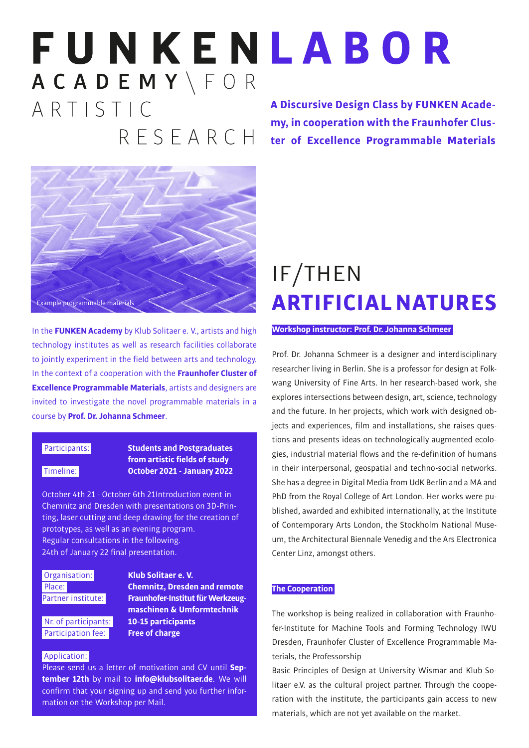# FUNKENLABOR

ACADEMY \ FOR ARTISTIC RESEARCH

**A Discursive Design Class by FUNKEN Academy, in cooperation with the Fraunhofer Cluster of Excellence Programmable Materials**

Example programmable materials

In the **FUNKEN Academy** by Klub Solitaer e. V., artists and high technology institutes as well as research facilities collaborate to jointly experiment in the field between arts and technology. In the context of a cooperation with the **Fraunhofer Cluster of Excellence Programmable Materials**, artists and designers are invited to investigate the novel programmable materials in a course by **Prof. Dr. Johanna Schmeer**.

Participants: **Students and Postgraduates from artistic fields of study**

Timeline: **October 2021 - January 2022**

October 4th 21 - October 6th 21Introduction event in Chemnitz and Dresden with presentations on 3D-Printing, laser cutting and deep drawing for the creation of prototypes, as well as an evening program.
Regular consultations in the following.
24th of January 22 final presentation.

Organisation: **Klub Solitaer e. V.**

Place: **Chemnitz, Dresden and remote**

Partner institute: **Fraunhofer-Institut für Werkzeugmaschinen & Umformtechnik**

Nr. of participants: **10-15 participants**

Participation fee: **Free of charge**

Application:
Please send us a letter of motivation and CV until **September 12th** by mail to **info@klubsolitaer.de**. We will confirm that your signing up and send you further information on the Workshop per Mail.

# IF/THEN
# ARTIFICIAL NATURES

**Workshop instructor: Prof. Dr. Johanna Schmeer**

Prof. Dr. Johanna Schmeer is a designer and interdisciplinary researcher living in Berlin. She is a professor for design at Folkwang University of Fine Arts. In her research-based work, she explores intersections between design, art, science, technology and the future. In her projects, which work with designed objects and experiences, film and installations, she raises questions and presents ideas on technologically augmented ecologies, industrial material flows and the re-definition of humans in their interpersonal, geospatial and techno-social networks. She has a degree in Digital Media from UdK Berlin and a MA and PhD from the Royal College of Art London. Her works were published, awarded and exhibited internationally, at the Institute of Contemporary Arts London, the Stockholm National Museum, the Architectural Biennale Venedig and the Ars Electronica Center Linz, amongst others.

**The Cooperation**

The workshop is being realized in collaboration with Fraunhofer-Institute for Machine Tools and Forming Technology IWU Dresden, Fraunhofer Cluster of Excellence Programmable Materials, the Professorship
Basic Principles of Design at University Wismar and Klub Solitaer e.V. as the cultural project partner. Through the cooperation with the institute, the participants gain access to new materials, which are not yet available on the market.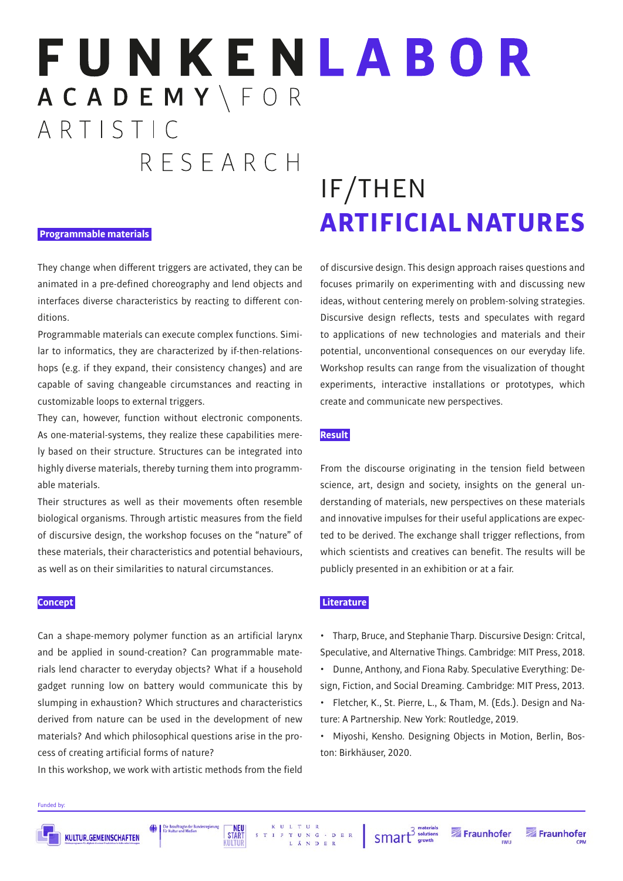# FUNKENLABOR ACADEMY\FOR ARTISTIC RESEARCH

# IF/THEN ARTIFICIAL NATURES

## Programmable materials

They change when different triggers are activated, they can be animated in a pre-defined choreography and lend objects and interfaces diverse characteristics by reacting to different conditions.

Programmable materials can execute complex functions. Similar to informatics, they are characterized by if-then-relationshops (e.g. if they expand, their consistency changes) and are capable of saving changeable circumstances and reacting in customizable loops to external triggers.

They can, however, function without electronic components. As one-material-systems, they realize these capabilities merely based on their structure. Structures can be integrated into highly diverse materials, thereby turning them into programmable materials.

Their structures as well as their movements often resemble biological organisms. Through artistic measures from the field of discursive design, the workshop focuses on the "nature" of these materials, their characteristics and potential behaviours, as well as on their similarities to natural circumstances.

## Concept

Can a shape-memory polymer function as an artificial larynx and be applied in sound-creation? Can programmable materials lend character to everyday objects? What if a household gadget running low on battery would communicate this by slumping in exhaustion? Which structures and characteristics derived from nature can be used in the development of new materials? And which philosophical questions arise in the process of creating artificial forms of nature?

In this workshop, we work with artistic methods from the field of discursive design. This design approach raises questions and focuses primarily on experimenting with and discussing new ideas, without centering merely on problem-solving strategies. Discursive design reflects, tests and speculates with regard to applications of new technologies and materials and their potential, unconventional consequences on our everyday life. Workshop results can range from the visualization of thought experiments, interactive installations or prototypes, which create and communicate new perspectives.

## Result

From the discourse originating in the tension field between science, art, design and society, insights on the general understanding of materials, new perspectives on these materials and innovative impulses for their useful applications are expected to be derived. The exchange shall trigger reflections, from which scientists and creatives can benefit. The results will be publicly presented in an exhibition or at a fair.

## Literature

- Tharp, Bruce, and Stephanie Tharp. Discursive Design: Critcal, Speculative, and Alternative Things. Cambridge: MIT Press, 2018.
- Dunne, Anthony, and Fiona Raby. Speculative Everything: Design, Fiction, and Social Dreaming. Cambridge: MIT Press, 2013.
- Fletcher, K., St. Pierre, L., & Tham, M. (Eds.). Design and Nature: A Partnership. New York: Routledge, 2019.
- Miyoshi, Kensho. Designing Objects in Motion, Berlin, Boston: Birkhäuser, 2020.

Funded by:

KULTUR.GEMEINSCHAFTEN · Die Beauftragte der Bundesregierung für Kultur und Medien · NEUSTART KULTUR · KULTURSTIFTUNG DER LÄNDER · smart³ materials solutions growth · Fraunhofer IWU · Fraunhofer CPM